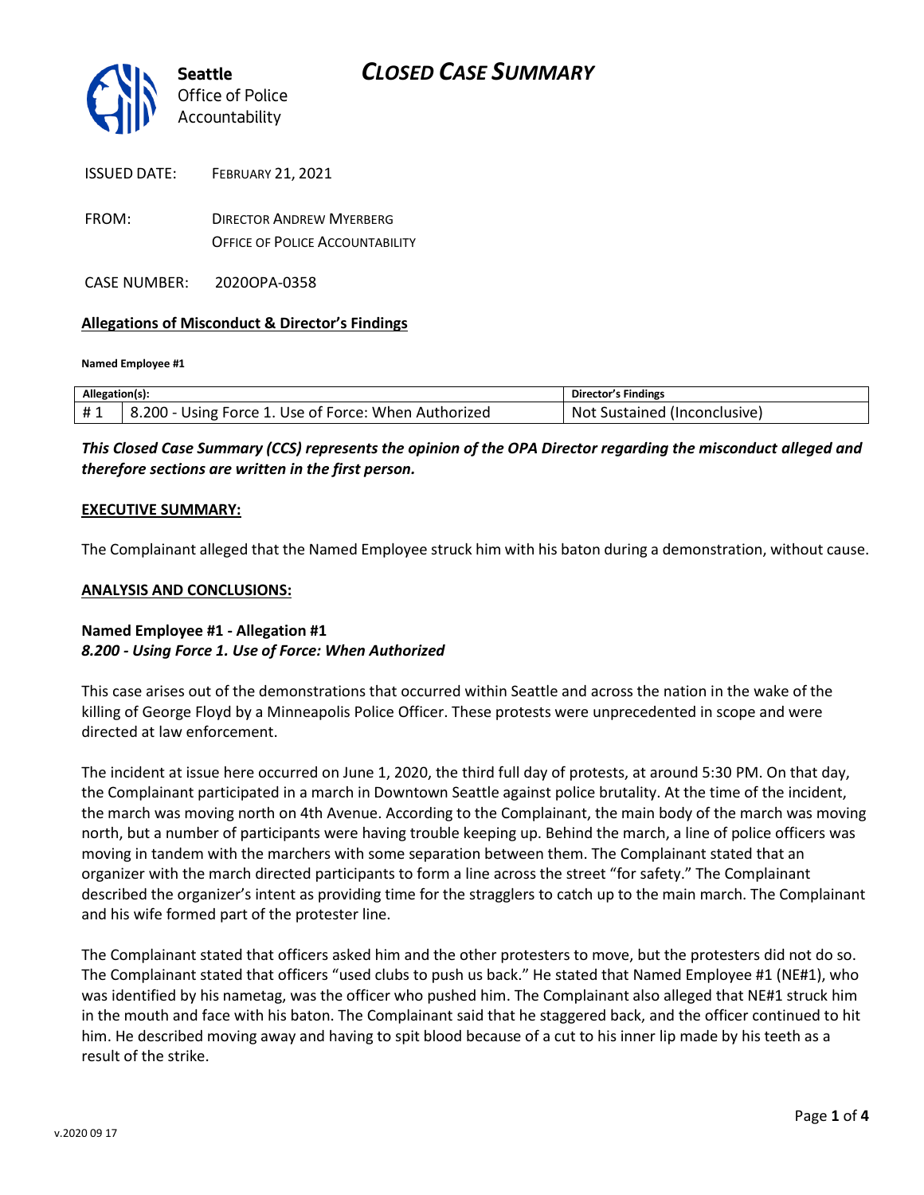# CLOSED CASE SUMMARY

**Seattle**
Office of Police Accountability

ISSUED DATE: FEBRUARY 21, 2021

FROM: DIRECTOR ANDREW MYERBERG
OFFICE OF POLICE ACCOUNTABILITY

CASE NUMBER: 2020OPA-0358

**Allegations of Misconduct & Director's Findings**

**Named Employee #1**

| Allegation(s): | | Director's Findings |
|---|---|---|
| # 1 | 8.200 - Using Force 1. Use of Force: When Authorized | Not Sustained (Inconclusive) |

***This Closed Case Summary (CCS) represents the opinion of the OPA Director regarding the misconduct alleged and therefore sections are written in the first person.***

**EXECUTIVE SUMMARY:**

The Complainant alleged that the Named Employee struck him with his baton during a demonstration, without cause.

**ANALYSIS AND CONCLUSIONS:**

**Named Employee #1 - Allegation #1**
***8.200 - Using Force 1. Use of Force: When Authorized***

This case arises out of the demonstrations that occurred within Seattle and across the nation in the wake of the killing of George Floyd by a Minneapolis Police Officer. These protests were unprecedented in scope and were directed at law enforcement.

The incident at issue here occurred on June 1, 2020, the third full day of protests, at around 5:30 PM. On that day, the Complainant participated in a march in Downtown Seattle against police brutality. At the time of the incident, the march was moving north on 4th Avenue. According to the Complainant, the main body of the march was moving north, but a number of participants were having trouble keeping up. Behind the march, a line of police officers was moving in tandem with the marchers with some separation between them. The Complainant stated that an organizer with the march directed participants to form a line across the street "for safety." The Complainant described the organizer's intent as providing time for the stragglers to catch up to the main march. The Complainant and his wife formed part of the protester line.

The Complainant stated that officers asked him and the other protesters to move, but the protesters did not do so. The Complainant stated that officers "used clubs to push us back." He stated that Named Employee #1 (NE#1), who was identified by his nametag, was the officer who pushed him. The Complainant also alleged that NE#1 struck him in the mouth and face with his baton. The Complainant said that he staggered back, and the officer continued to hit him. He described moving away and having to spit blood because of a cut to his inner lip made by his teeth as a result of the strike.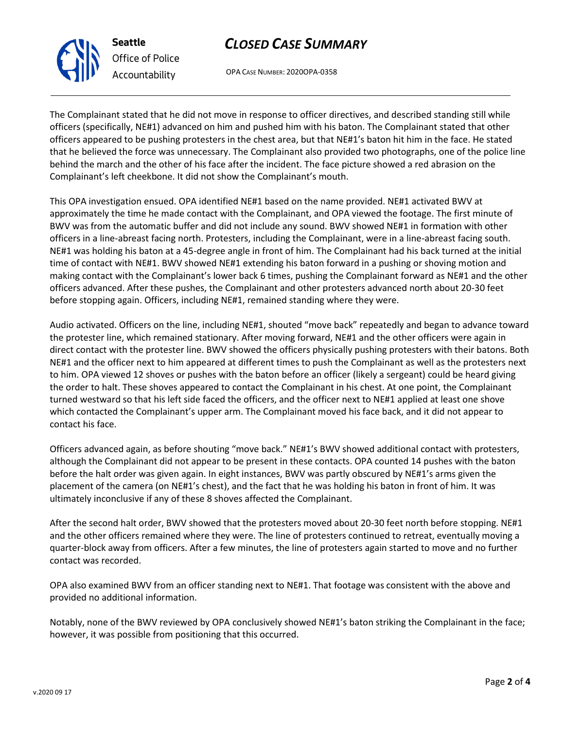The Complainant stated that he did not move in response to officer directives, and described standing still while officers (specifically, NE#1) advanced on him and pushed him with his baton. The Complainant stated that other officers appeared to be pushing protesters in the chest area, but that NE#1's baton hit him in the face. He stated that he believed the force was unnecessary. The Complainant also provided two photographs, one of the police line behind the march and the other of his face after the incident. The face picture showed a red abrasion on the Complainant's left cheekbone. It did not show the Complainant's mouth.

This OPA investigation ensued. OPA identified NE#1 based on the name provided. NE#1 activated BWV at approximately the time he made contact with the Complainant, and OPA viewed the footage. The first minute of BWV was from the automatic buffer and did not include any sound. BWV showed NE#1 in formation with other officers in a line-abreast facing north. Protesters, including the Complainant, were in a line-abreast facing south. NE#1 was holding his baton at a 45-degree angle in front of him. The Complainant had his back turned at the initial time of contact with NE#1. BWV showed NE#1 extending his baton forward in a pushing or shoving motion and making contact with the Complainant's lower back 6 times, pushing the Complainant forward as NE#1 and the other officers advanced. After these pushes, the Complainant and other protesters advanced north about 20-30 feet before stopping again. Officers, including NE#1, remained standing where they were.

Audio activated. Officers on the line, including NE#1, shouted "move back" repeatedly and began to advance toward the protester line, which remained stationary. After moving forward, NE#1 and the other officers were again in direct contact with the protester line. BWV showed the officers physically pushing protesters with their batons. Both NE#1 and the officer next to him appeared at different times to push the Complainant as well as the protesters next to him. OPA viewed 12 shoves or pushes with the baton before an officer (likely a sergeant) could be heard giving the order to halt. These shoves appeared to contact the Complainant in his chest. At one point, the Complainant turned westward so that his left side faced the officers, and the officer next to NE#1 applied at least one shove which contacted the Complainant's upper arm. The Complainant moved his face back, and it did not appear to contact his face.

Officers advanced again, as before shouting "move back." NE#1's BWV showed additional contact with protesters, although the Complainant did not appear to be present in these contacts. OPA counted 14 pushes with the baton before the halt order was given again. In eight instances, BWV was partly obscured by NE#1's arms given the placement of the camera (on NE#1's chest), and the fact that he was holding his baton in front of him. It was ultimately inconclusive if any of these 8 shoves affected the Complainant.

After the second halt order, BWV showed that the protesters moved about 20-30 feet north before stopping. NE#1 and the other officers remained where they were. The line of protesters continued to retreat, eventually moving a quarter-block away from officers. After a few minutes, the line of protesters again started to move and no further contact was recorded.

OPA also examined BWV from an officer standing next to NE#1. That footage was consistent with the above and provided no additional information.

Notably, none of the BWV reviewed by OPA conclusively showed NE#1's baton striking the Complainant in the face; however, it was possible from positioning that this occurred.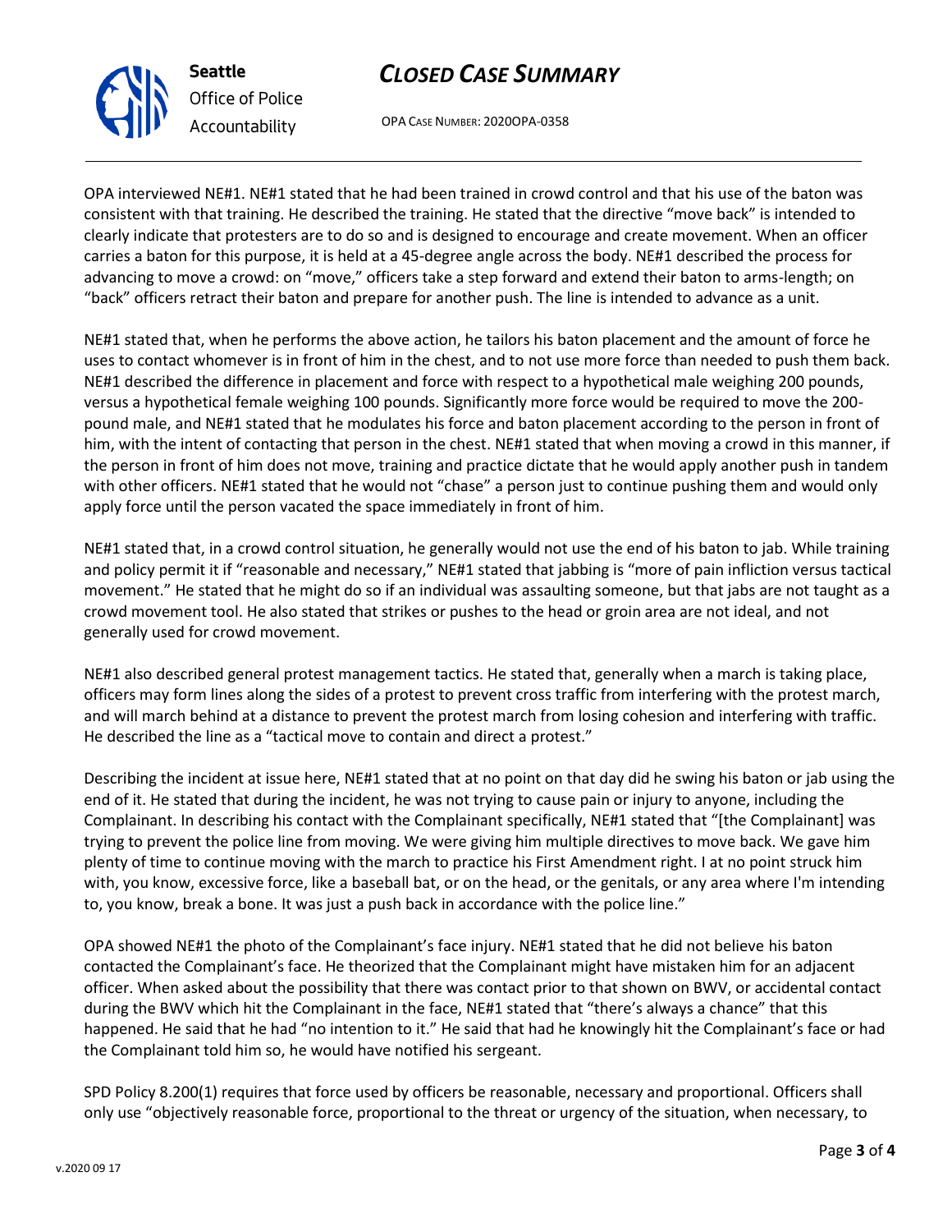OPA interviewed NE#1. NE#1 stated that he had been trained in crowd control and that his use of the baton was consistent with that training. He described the training. He stated that the directive "move back" is intended to clearly indicate that protesters are to do so and is designed to encourage and create movement. When an officer carries a baton for this purpose, it is held at a 45-degree angle across the body. NE#1 described the process for advancing to move a crowd: on "move," officers take a step forward and extend their baton to arms-length; on "back" officers retract their baton and prepare for another push. The line is intended to advance as a unit.

NE#1 stated that, when he performs the above action, he tailors his baton placement and the amount of force he uses to contact whomever is in front of him in the chest, and to not use more force than needed to push them back. NE#1 described the difference in placement and force with respect to a hypothetical male weighing 200 pounds, versus a hypothetical female weighing 100 pounds. Significantly more force would be required to move the 200-pound male, and NE#1 stated that he modulates his force and baton placement according to the person in front of him, with the intent of contacting that person in the chest. NE#1 stated that when moving a crowd in this manner, if the person in front of him does not move, training and practice dictate that he would apply another push in tandem with other officers. NE#1 stated that he would not "chase" a person just to continue pushing them and would only apply force until the person vacated the space immediately in front of him.

NE#1 stated that, in a crowd control situation, he generally would not use the end of his baton to jab. While training and policy permit it if "reasonable and necessary," NE#1 stated that jabbing is "more of pain infliction versus tactical movement." He stated that he might do so if an individual was assaulting someone, but that jabs are not taught as a crowd movement tool. He also stated that strikes or pushes to the head or groin area are not ideal, and not generally used for crowd movement.

NE#1 also described general protest management tactics. He stated that, generally when a march is taking place, officers may form lines along the sides of a protest to prevent cross traffic from interfering with the protest march, and will march behind at a distance to prevent the protest march from losing cohesion and interfering with traffic. He described the line as a "tactical move to contain and direct a protest."

Describing the incident at issue here, NE#1 stated that at no point on that day did he swing his baton or jab using the end of it. He stated that during the incident, he was not trying to cause pain or injury to anyone, including the Complainant. In describing his contact with the Complainant specifically, NE#1 stated that "[the Complainant] was trying to prevent the police line from moving. We were giving him multiple directives to move back. We gave him plenty of time to continue moving with the march to practice his First Amendment right. I at no point struck him with, you know, excessive force, like a baseball bat, or on the head, or the genitals, or any area where I'm intending to, you know, break a bone. It was just a push back in accordance with the police line."

OPA showed NE#1 the photo of the Complainant's face injury. NE#1 stated that he did not believe his baton contacted the Complainant's face. He theorized that the Complainant might have mistaken him for an adjacent officer. When asked about the possibility that there was contact prior to that shown on BWV, or accidental contact during the BWV which hit the Complainant in the face, NE#1 stated that "there's always a chance" that this happened. He said that he had "no intention to it." He said that had he knowingly hit the Complainant's face or had the Complainant told him so, he would have notified his sergeant.

SPD Policy 8.200(1) requires that force used by officers be reasonable, necessary and proportional. Officers shall only use "objectively reasonable force, proportional to the threat or urgency of the situation, when necessary, to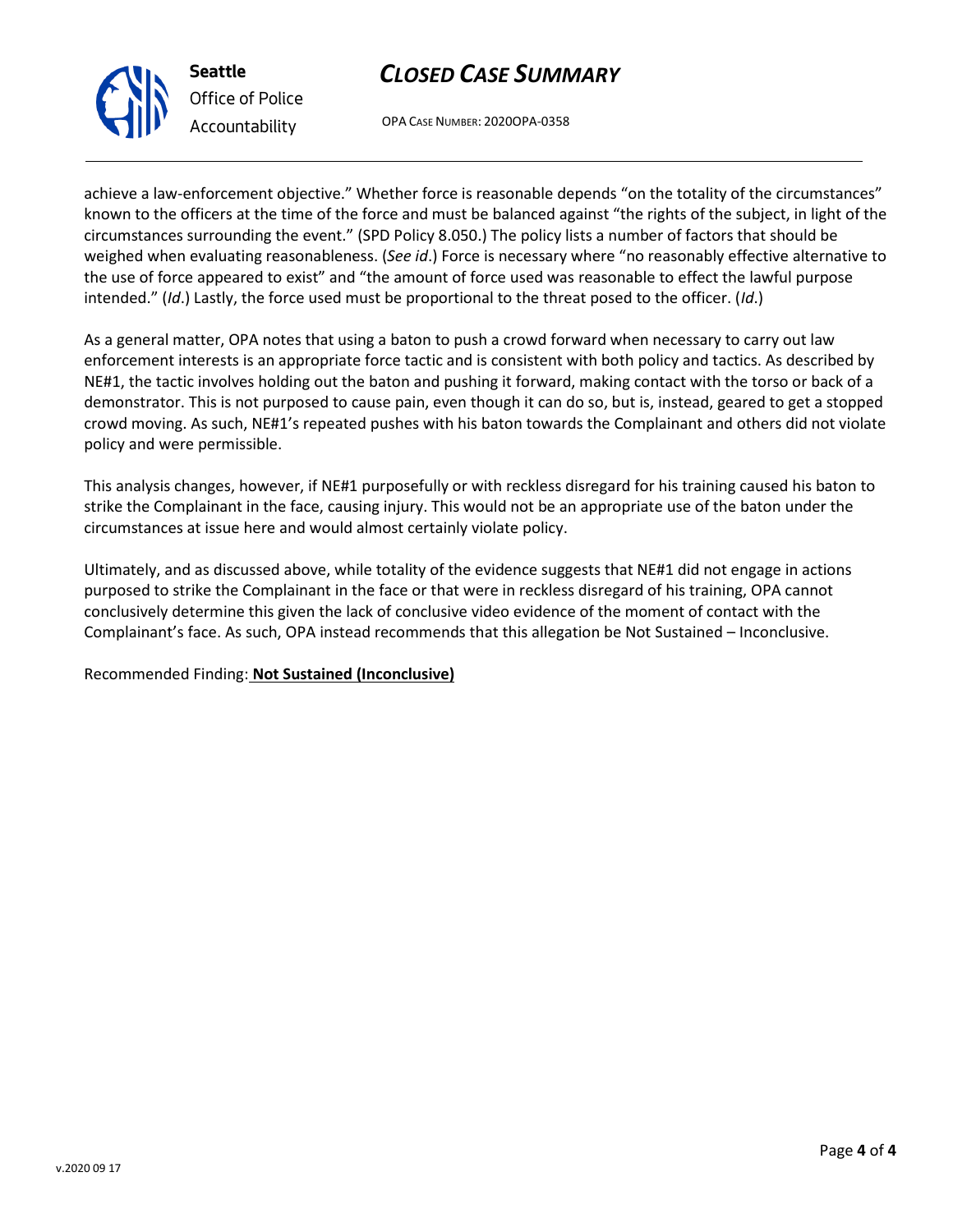achieve a law-enforcement objective." Whether force is reasonable depends "on the totality of the circumstances" known to the officers at the time of the force and must be balanced against "the rights of the subject, in light of the circumstances surrounding the event." (SPD Policy 8.050.) The policy lists a number of factors that should be weighed when evaluating reasonableness. (*See id*.) Force is necessary where "no reasonably effective alternative to the use of force appeared to exist" and "the amount of force used was reasonable to effect the lawful purpose intended." (*Id*.) Lastly, the force used must be proportional to the threat posed to the officer. (*Id*.)

As a general matter, OPA notes that using a baton to push a crowd forward when necessary to carry out law enforcement interests is an appropriate force tactic and is consistent with both policy and tactics. As described by NE#1, the tactic involves holding out the baton and pushing it forward, making contact with the torso or back of a demonstrator. This is not purposed to cause pain, even though it can do so, but is, instead, geared to get a stopped crowd moving. As such, NE#1's repeated pushes with his baton towards the Complainant and others did not violate policy and were permissible.

This analysis changes, however, if NE#1 purposefully or with reckless disregard for his training caused his baton to strike the Complainant in the face, causing injury. This would not be an appropriate use of the baton under the circumstances at issue here and would almost certainly violate policy.

Ultimately, and as discussed above, while totality of the evidence suggests that NE#1 did not engage in actions purposed to strike the Complainant in the face or that were in reckless disregard of his training, OPA cannot conclusively determine this given the lack of conclusive video evidence of the moment of contact with the Complainant's face. As such, OPA instead recommends that this allegation be Not Sustained – Inconclusive.

Recommended Finding: **Not Sustained (Inconclusive)**